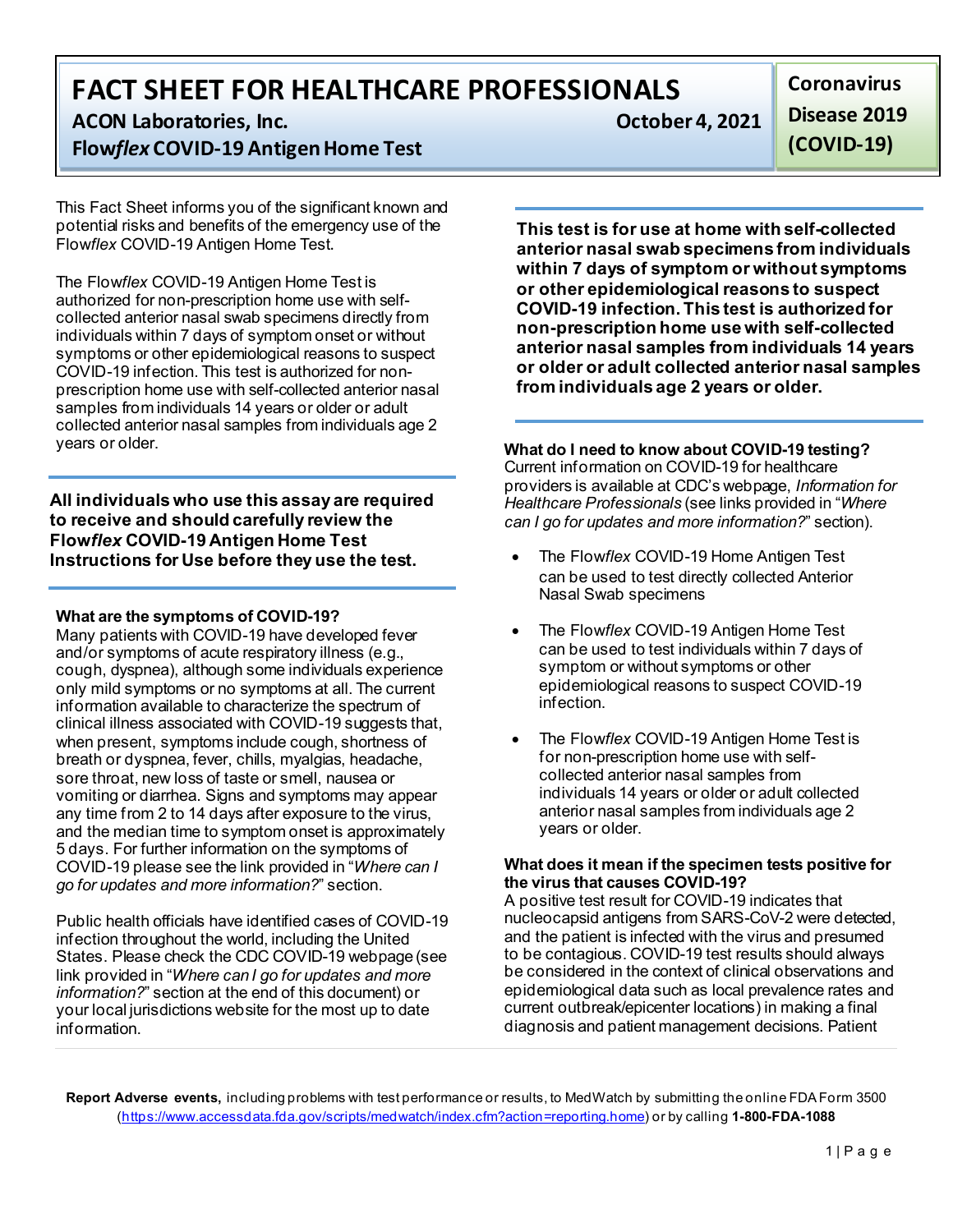# FACT SHEET FOR HEALTHCARE PROFESSIONALS

**ACON Laboratories, Inc.** **October 4, 2021**

**Flow*flex* COVID-19 Antigen Home Test**

**Coronavirus Disease 2019 (COVID-19)**

This Fact Sheet informs you of the significant known and potential risks and benefits of the emergency use of the Flow*flex* COVID-19 Antigen Home Test.

The Flow*flex* COVID-19 Antigen Home Test is authorized for non-prescription home use with self-collected anterior nasal swab specimens directly from individuals within 7 days of symptom onset or without symptoms or other epidemiological reasons to suspect COVID-19 infection. This test is authorized for non-prescription home use with self-collected anterior nasal samples from individuals 14 years or older or adult collected anterior nasal samples from individuals age 2 years or older.

**All individuals who use this assay are required to receive and should carefully review the Flow*flex* COVID-19 Antigen Home Test Instructions for Use before they use the test.**

**What are the symptoms of COVID-19?**
Many patients with COVID-19 have developed fever and/or symptoms of acute respiratory illness (e.g., cough, dyspnea), although some individuals experience only mild symptoms or no symptoms at all. The current information available to characterize the spectrum of clinical illness associated with COVID-19 suggests that, when present, symptoms include cough, shortness of breath or dyspnea, fever, chills, myalgias, headache, sore throat, new loss of taste or smell, nausea or vomiting or diarrhea. Signs and symptoms may appear any time from 2 to 14 days after exposure to the virus, and the median time to symptom onset is approximately 5 days. For further information on the symptoms of COVID-19 please see the link provided in "*Where can I go for updates and more information?*" section.

Public health officials have identified cases of COVID-19 infection throughout the world, including the United States. Please check the CDC COVID-19 webpage (see link provided in "*Where can I go for updates and more information?*" section at the end of this document) or your local jurisdictions website for the most up to date information.

**This test is for use at home with self-collected anterior nasal swab specimens from individuals within 7 days of symptom or without symptoms or other epidemiological reasons to suspect COVID-19 infection. This test is authorized for non-prescription home use with self-collected anterior nasal samples from individuals 14 years or older or adult collected anterior nasal samples from individuals age 2 years or older.**

**What do I need to know about COVID-19 testing?**
Current information on COVID-19 for healthcare providers is available at CDC's webpage, *Information for Healthcare Professionals* (see links provided in "*Where can I go for updates and more information?*" section).

- The Flow*flex* COVID-19 Home Antigen Test can be used to test directly collected Anterior Nasal Swab specimens
- The Flow*flex* COVID-19 Antigen Home Test can be used to test individuals within 7 days of symptom or without symptoms or other epidemiological reasons to suspect COVID-19 infection.
- The Flow*flex* COVID-19 Antigen Home Test is for non-prescription home use with self-collected anterior nasal samples from individuals 14 years or older or adult collected anterior nasal samples from individuals age 2 years or older.

**What does it mean if the specimen tests positive for the virus that causes COVID-19?**
A positive test result for COVID-19 indicates that nucleocapsid antigens from SARS-CoV-2 were detected, and the patient is infected with the virus and presumed to be contagious. COVID-19 test results should always be considered in the context of clinical observations and epidemiological data such as local prevalence rates and current outbreak/epicenter locations) in making a final diagnosis and patient management decisions. Patient

**Report Adverse events,** including problems with test performance or results, to MedWatch by submitting the online FDA Form 3500 (https://www.accessdata.fda.gov/scripts/medwatch/index.cfm?action=reporting.home) or by calling **1-800-FDA-1088**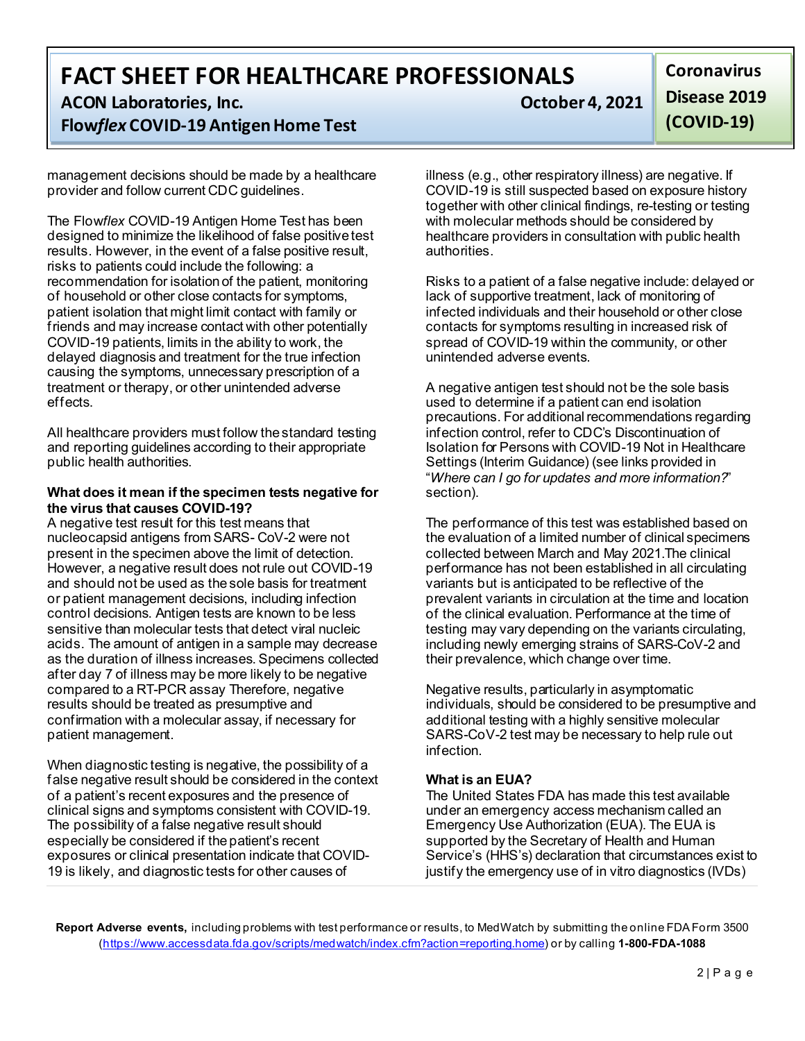management decisions should be made by a healthcare provider and follow current CDC guidelines.

The Flow*flex* COVID-19 Antigen Home Test has been designed to minimize the likelihood of false positive test results. However, in the event of a false positive result, risks to patients could include the following: a recommendation for isolation of the patient, monitoring of household or other close contacts for symptoms, patient isolation that might limit contact with family or friends and may increase contact with other potentially COVID-19 patients, limits in the ability to work, the delayed diagnosis and treatment for the true infection causing the symptoms, unnecessary prescription of a treatment or therapy, or other unintended adverse effects.

All healthcare providers must follow the standard testing and reporting guidelines according to their appropriate public health authorities.

**What does it mean if the specimen tests negative for the virus that causes COVID-19?**

A negative test result for this test means that nucleocapsid antigens from SARS- CoV-2 were not present in the specimen above the limit of detection. However, a negative result does not rule out COVID-19 and should not be used as the sole basis for treatment or patient management decisions, including infection control decisions. Antigen tests are known to be less sensitive than molecular tests that detect viral nucleic acids. The amount of antigen in a sample may decrease as the duration of illness increases. Specimens collected after day 7 of illness may be more likely to be negative compared to a RT-PCR assay Therefore, negative results should be treated as presumptive and confirmation with a molecular assay, if necessary for patient management.

When diagnostic testing is negative, the possibility of a false negative result should be considered in the context of a patient's recent exposures and the presence of clinical signs and symptoms consistent with COVID-19. The possibility of a false negative result should especially be considered if the patient's recent exposures or clinical presentation indicate that COVID-19 is likely, and diagnostic tests for other causes of illness (e.g., other respiratory illness) are negative. If COVID-19 is still suspected based on exposure history together with other clinical findings, re-testing or testing with molecular methods should be considered by healthcare providers in consultation with public health authorities.

Risks to a patient of a false negative include: delayed or lack of supportive treatment, lack of monitoring of infected individuals and their household or other close contacts for symptoms resulting in increased risk of spread of COVID-19 within the community, or other unintended adverse events.

A negative antigen test should not be the sole basis used to determine if a patient can end isolation precautions. For additional recommendations regarding infection control, refer to CDC's Discontinuation of Isolation for Persons with COVID-19 Not in Healthcare Settings (Interim Guidance) (see links provided in "*Where can I go for updates and more information?*" section).

The performance of this test was established based on the evaluation of a limited number of clinical specimens collected between March and May 2021.The clinical performance has not been established in all circulating variants but is anticipated to be reflective of the prevalent variants in circulation at the time and location of the clinical evaluation. Performance at the time of testing may vary depending on the variants circulating, including newly emerging strains of SARS-CoV-2 and their prevalence, which change over time.

Negative results, particularly in asymptomatic individuals, should be considered to be presumptive and additional testing with a highly sensitive molecular SARS-CoV-2 test may be necessary to help rule out infection.

**What is an EUA?**

The United States FDA has made this test available under an emergency access mechanism called an Emergency Use Authorization (EUA). The EUA is supported by the Secretary of Health and Human Service's (HHS's) declaration that circumstances exist to justify the emergency use of in vitro diagnostics (IVDs)

**Report Adverse events,** including problems with test performance or results, to MedWatch by submitting the online FDA Form 3500 (https://www.accessdata.fda.gov/scripts/medwatch/index.cfm?action=reporting.home) or by calling **1-800-FDA-1088**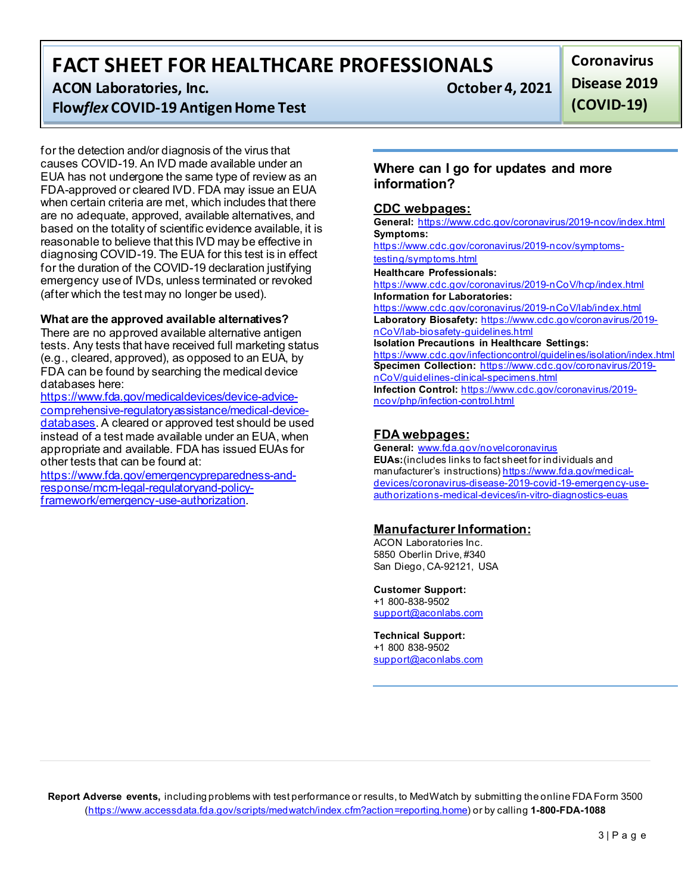for the detection and/or diagnosis of the virus that causes COVID-19. An IVD made available under an EUA has not undergone the same type of review as an FDA-approved or cleared IVD. FDA may issue an EUA when certain criteria are met, which includes that there are no adequate, approved, available alternatives, and based on the totality of scientific evidence available, it is reasonable to believe that this IVD may be effective in diagnosing COVID-19. The EUA for this test is in effect for the duration of the COVID-19 declaration justifying emergency use of IVDs, unless terminated or revoked (after which the test may no longer be used).

**What are the approved available alternatives?**

There are no approved available alternative antigen tests. Any tests that have received full marketing status (e.g., cleared, approved), as opposed to an EUA, by FDA can be found by searching the medical device databases here: https://www.fda.gov/medicaldevices/device-advice-comprehensive-regulatoryassistance/medical-device-databases. A cleared or approved test should be used instead of a test made available under an EUA, when appropriate and available. FDA has issued EUAs for other tests that can be found at: https://www.fda.gov/emergencypreparedness-and-response/mcm-legal-regulatoryand-policy-framework/emergency-use-authorization.

## Where can I go for updates and more information?

### CDC webpages:

**General:** https://www.cdc.gov/coronavirus/2019-ncov/index.html
**Symptoms:** https://www.cdc.gov/coronavirus/2019-ncov/symptoms-testing/symptoms.html
**Healthcare Professionals:** https://www.cdc.gov/coronavirus/2019-nCoV/hcp/index.html
**Information for Laboratories:** https://www.cdc.gov/coronavirus/2019-nCoV/lab/index.html
**Laboratory Biosafety:** https://www.cdc.gov/coronavirus/2019-nCoV/lab-biosafety-guidelines.html
**Isolation Precautions in Healthcare Settings:** https://www.cdc.gov/infectioncontrol/guidelines/isolation/index.html
**Specimen Collection:** https://www.cdc.gov/coronavirus/2019-nCoV/guidelines-clinical-specimens.html
**Infection Control:** https://www.cdc.gov/coronavirus/2019-ncov/php/infection-control.html

### FDA webpages:

**General:** www.fda.gov/novelcoronavirus
**EUAs:** (includes links to fact sheet for individuals and manufacturer's instructions) https://www.fda.gov/medical-devices/coronavirus-disease-2019-covid-19-emergency-use-authorizations-medical-devices/in-vitro-diagnostics-euas

### Manufacturer Information:

ACON Laboratories Inc.
5850 Oberlin Drive, #340
San Diego, CA-92121, USA

**Customer Support:**
+1 800-838-9502
support@aconlabs.com

**Technical Support:**
+1 800 838-9502
support@aconlabs.com

**Report Adverse events,** including problems with test performance or results, to MedWatch by submitting the online FDA Form 3500 (https://www.accessdata.fda.gov/scripts/medwatch/index.cfm?action=reporting.home) or by calling **1-800-FDA-1088**